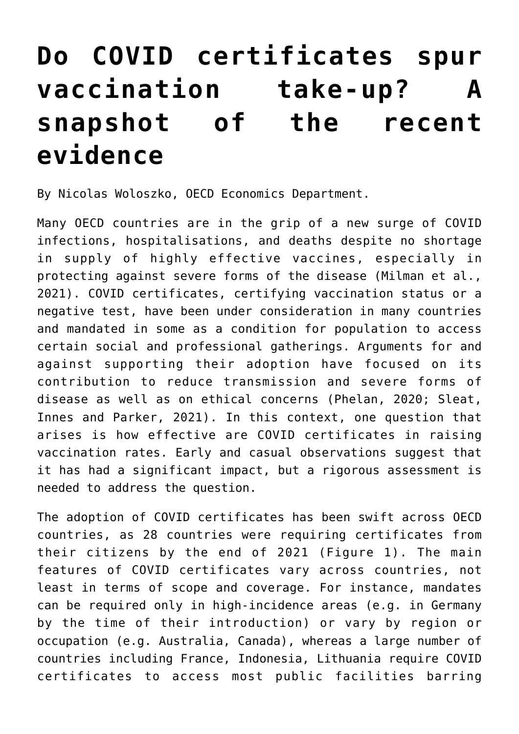# Do COVID certificates spur vaccination take-up? A snapshot of the recent evidence

By Nicolas Woloszko, OECD Economics Department.

Many OECD countries are in the grip of a new surge of COVID infections, hospitalisations, and deaths despite no shortage in supply of highly effective vaccines, especially in protecting against severe forms of the disease (Milman et al., 2021). COVID certificates, certifying vaccination status or a negative test, have been under consideration in many countries and mandated in some as a condition for population to access certain social and professional gatherings. Arguments for and against supporting their adoption have focused on its contribution to reduce transmission and severe forms of disease as well as on ethical concerns (Phelan, 2020; Sleat, Innes and Parker, 2021). In this context, one question that arises is how effective are COVID certificates in raising vaccination rates. Early and casual observations suggest that it has had a significant impact, but a rigorous assessment is needed to address the question.

The adoption of COVID certificates has been swift across OECD countries, as 28 countries were requiring certificates from their citizens by the end of 2021 (Figure 1). The main features of COVID certificates vary across countries, not least in terms of scope and coverage. For instance, mandates can be required only in high-incidence areas (e.g. in Germany by the time of their introduction) or vary by region or occupation (e.g. Australia, Canada), whereas a large number of countries including France, Indonesia, Lithuania require COVID certificates to access most public facilities barring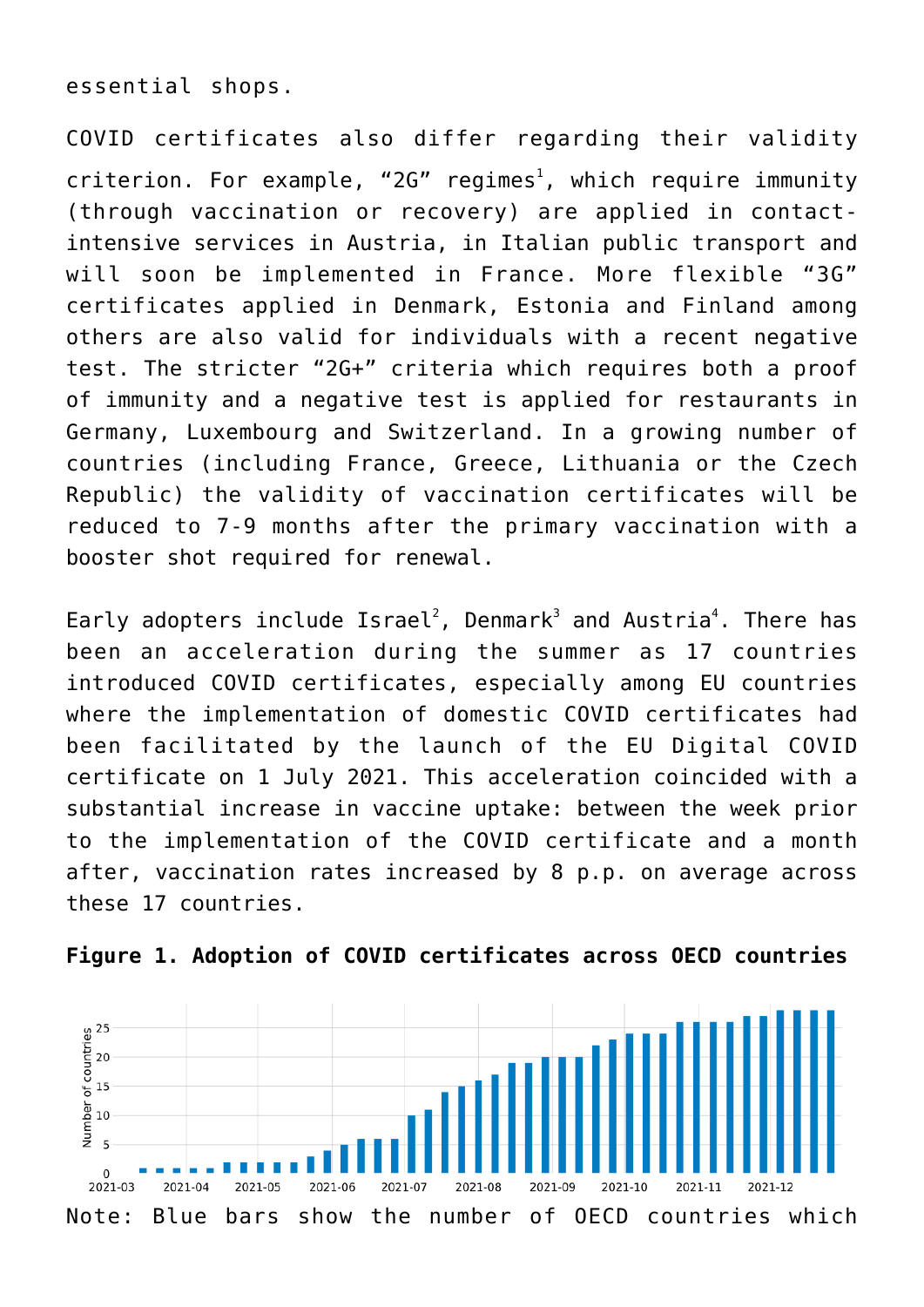essential shops.

COVID certificates also differ regarding their validity criterion. For example, "2G" regimes[1], which require immunity (through vaccination or recovery) are applied in contact-intensive services in Austria, in Italian public transport and will soon be implemented in France. More flexible "3G" certificates applied in Denmark, Estonia and Finland among others are also valid for individuals with a recent negative test. The stricter "2G+" criteria which requires both a proof of immunity and a negative test is applied for restaurants in Germany, Luxembourg and Switzerland. In a growing number of countries (including France, Greece, Lithuania or the Czech Republic) the validity of vaccination certificates will be reduced to 7-9 months after the primary vaccination with a booster shot required for renewal.

Early adopters include Israel[2], Denmark[3] and Austria[4]. There has been an acceleration during the summer as 17 countries introduced COVID certificates, especially among EU countries where the implementation of domestic COVID certificates had been facilitated by the launch of the EU Digital COVID certificate on 1 July 2021. This acceleration coincided with a substantial increase in vaccine uptake: between the week prior to the implementation of the COVID certificate and a month after, vaccination rates increased by 8 p.p. on average across these 17 countries.

**Figure 1. Adoption of COVID certificates across OECD countries**

Note: Blue bars show the number of OECD countries which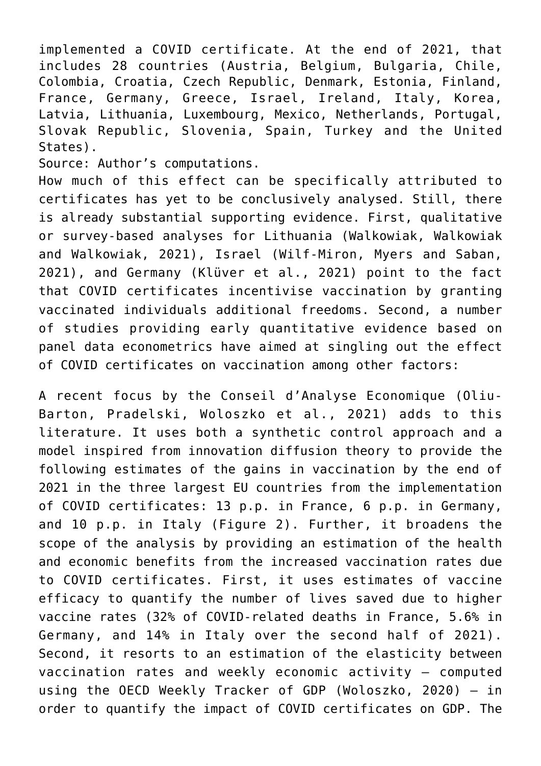implemented a COVID certificate. At the end of 2021, that includes 28 countries (Austria, Belgium, Bulgaria, Chile, Colombia, Croatia, Czech Republic, Denmark, Estonia, Finland, France, Germany, Greece, Israel, Ireland, Italy, Korea, Latvia, Lithuania, Luxembourg, Mexico, Netherlands, Portugal, Slovak Republic, Slovenia, Spain, Turkey and the United States).

Source: Author's computations.

How much of this effect can be specifically attributed to certificates has yet to be conclusively analysed. Still, there is already substantial supporting evidence. First, qualitative or survey-based analyses for Lithuania (Walkowiak, Walkowiak and Walkowiak, 2021), Israel (Wilf-Miron, Myers and Saban, 2021), and Germany (Klüver et al., 2021) point to the fact that COVID certificates incentivise vaccination by granting vaccinated individuals additional freedoms. Second, a number of studies providing early quantitative evidence based on panel data econometrics have aimed at singling out the effect of COVID certificates on vaccination among other factors:

A recent focus by the Conseil d'Analyse Economique (Oliu-Barton, Pradelski, Woloszko et al., 2021) adds to this literature. It uses both a synthetic control approach and a model inspired from innovation diffusion theory to provide the following estimates of the gains in vaccination by the end of 2021 in the three largest EU countries from the implementation of COVID certificates: 13 p.p. in France, 6 p.p. in Germany, and 10 p.p. in Italy (Figure 2). Further, it broadens the scope of the analysis by providing an estimation of the health and economic benefits from the increased vaccination rates due to COVID certificates. First, it uses estimates of vaccine efficacy to quantify the number of lives saved due to higher vaccine rates (32% of COVID-related deaths in France, 5.6% in Germany, and 14% in Italy over the second half of 2021). Second, it resorts to an estimation of the elasticity between vaccination rates and weekly economic activity – computed using the OECD Weekly Tracker of GDP (Woloszko, 2020) – in order to quantify the impact of COVID certificates on GDP. The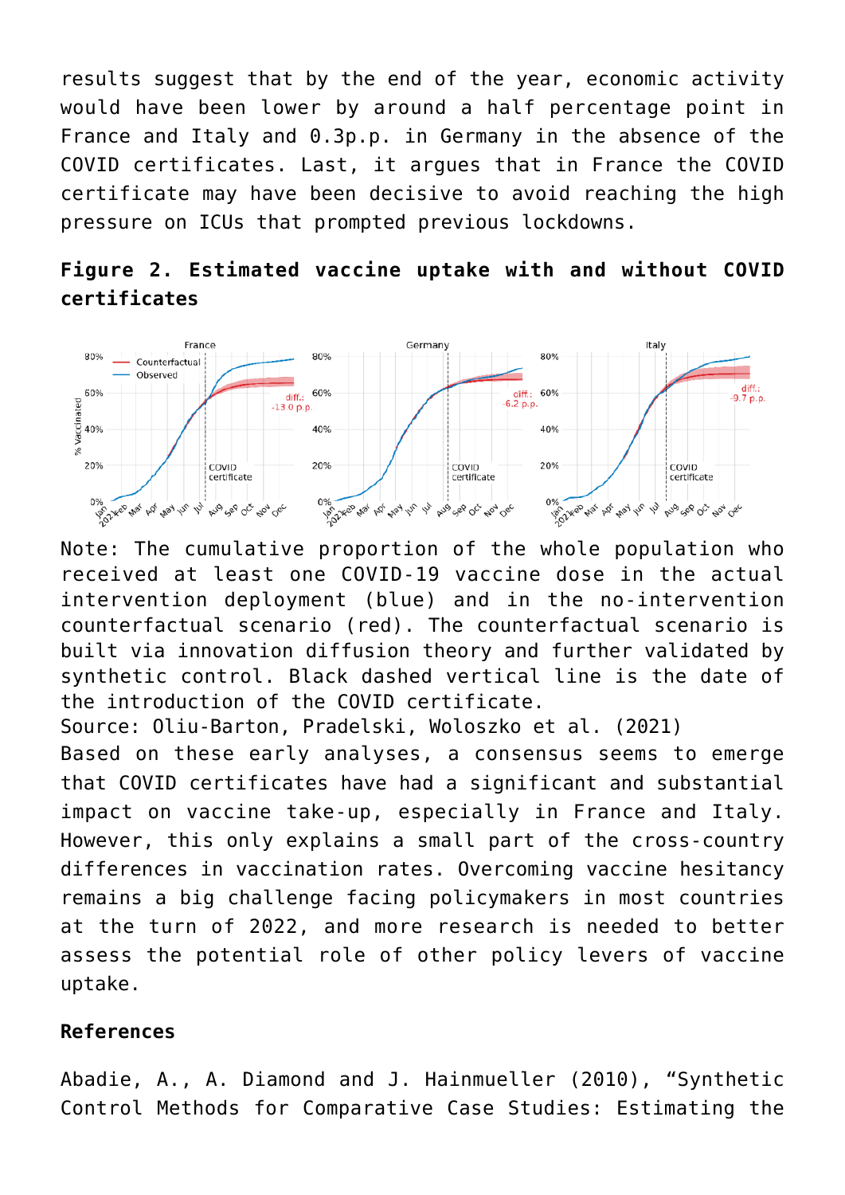results suggest that by the end of the year, economic activity would have been lower by around a half percentage point in France and Italy and 0.3p.p. in Germany in the absence of the COVID certificates. Last, it argues that in France the COVID certificate may have been decisive to avoid reaching the high pressure on ICUs that prompted previous lockdowns.

**Figure 2. Estimated vaccine uptake with and without COVID certificates**

Note: The cumulative proportion of the whole population who received at least one COVID-19 vaccine dose in the actual intervention deployment (blue) and in the no-intervention counterfactual scenario (red). The counterfactual scenario is built via innovation diffusion theory and further validated by synthetic control. Black dashed vertical line is the date of the introduction of the COVID certificate.

Source: Oliu-Barton, Pradelski, Woloszko et al. (2021)

Based on these early analyses, a consensus seems to emerge that COVID certificates have had a significant and substantial impact on vaccine take-up, especially in France and Italy. However, this only explains a small part of the cross-country differences in vaccination rates. Overcoming vaccine hesitancy remains a big challenge facing policymakers in most countries at the turn of 2022, and more research is needed to better assess the potential role of other policy levers of vaccine uptake.

**References**

Abadie, A., A. Diamond and J. Hainmueller (2010), “Synthetic Control Methods for Comparative Case Studies: Estimating the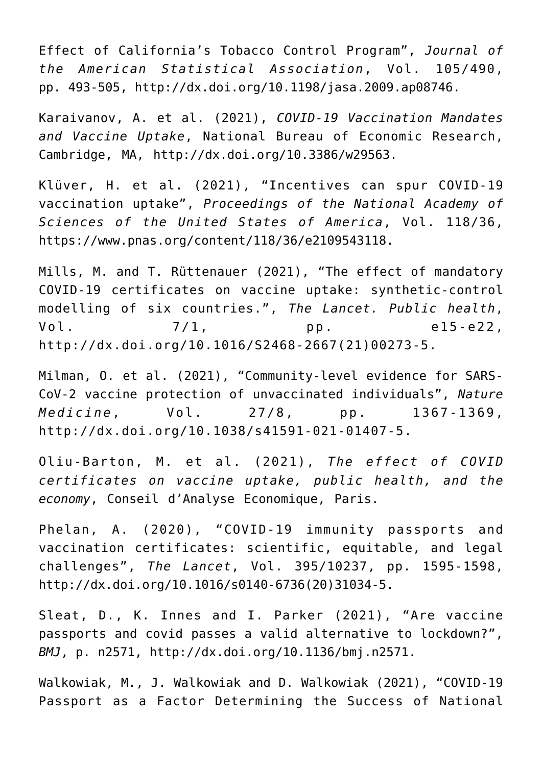Effect of California's Tobacco Control Program", *Journal of the American Statistical Association*, Vol. 105/490, pp. 493-505, http://dx.doi.org/10.1198/jasa.2009.ap08746.

Karaivanov, A. et al. (2021), *COVID-19 Vaccination Mandates and Vaccine Uptake*, National Bureau of Economic Research, Cambridge, MA, http://dx.doi.org/10.3386/w29563.

Klüver, H. et al. (2021), "Incentives can spur COVID-19 vaccination uptake", *Proceedings of the National Academy of Sciences of the United States of America*, Vol. 118/36, https://www.pnas.org/content/118/36/e2109543118.

Mills, M. and T. Rüttenauer (2021), "The effect of mandatory COVID-19 certificates on vaccine uptake: synthetic-control modelling of six countries.", *The Lancet. Public health*, Vol. 7/1, pp. e15-e22, http://dx.doi.org/10.1016/S2468-2667(21)00273-5.

Milman, O. et al. (2021), "Community-level evidence for SARS-CoV-2 vaccine protection of unvaccinated individuals", *Nature Medicine*, Vol. 27/8, pp. 1367-1369, http://dx.doi.org/10.1038/s41591-021-01407-5.

Oliu-Barton, M. et al. (2021), *The effect of COVID certificates on vaccine uptake, public health, and the economy*, Conseil d'Analyse Economique, Paris.

Phelan, A. (2020), "COVID-19 immunity passports and vaccination certificates: scientific, equitable, and legal challenges", *The Lancet*, Vol. 395/10237, pp. 1595-1598, http://dx.doi.org/10.1016/s0140-6736(20)31034-5.

Sleat, D., K. Innes and I. Parker (2021), "Are vaccine passports and covid passes a valid alternative to lockdown?", *BMJ*, p. n2571, http://dx.doi.org/10.1136/bmj.n2571.

Walkowiak, M., J. Walkowiak and D. Walkowiak (2021), "COVID-19 Passport as a Factor Determining the Success of National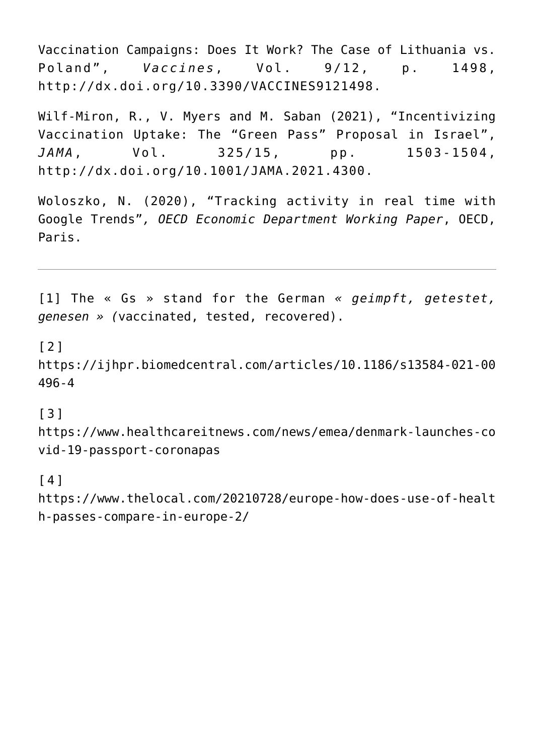Vaccination Campaigns: Does It Work? The Case of Lithuania vs. Poland", *Vaccines*, Vol. 9/12, p. 1498, http://dx.doi.org/10.3390/VACCINES9121498.

Wilf-Miron, R., V. Myers and M. Saban (2021), "Incentivizing Vaccination Uptake: The "Green Pass" Proposal in Israel", *JAMA*, Vol. 325/15, pp. 1503-1504, http://dx.doi.org/10.1001/JAMA.2021.4300.

Woloszko, N. (2020), "Tracking activity in real time with Google Trends", *OECD Economic Department Working Paper*, OECD, Paris.

---

[1] The « Gs » stand for the German *« geimpft, getestet, genesen » (*vaccinated, tested, recovered).

[2] https://ijhpr.biomedcentral.com/articles/10.1186/s13584-021-00496-4

[3] https://www.healthcareitnews.com/news/emea/denmark-launches-covid-19-passport-coronapas

[4] https://www.thelocal.com/20210728/europe-how-does-use-of-health-passes-compare-in-europe-2/